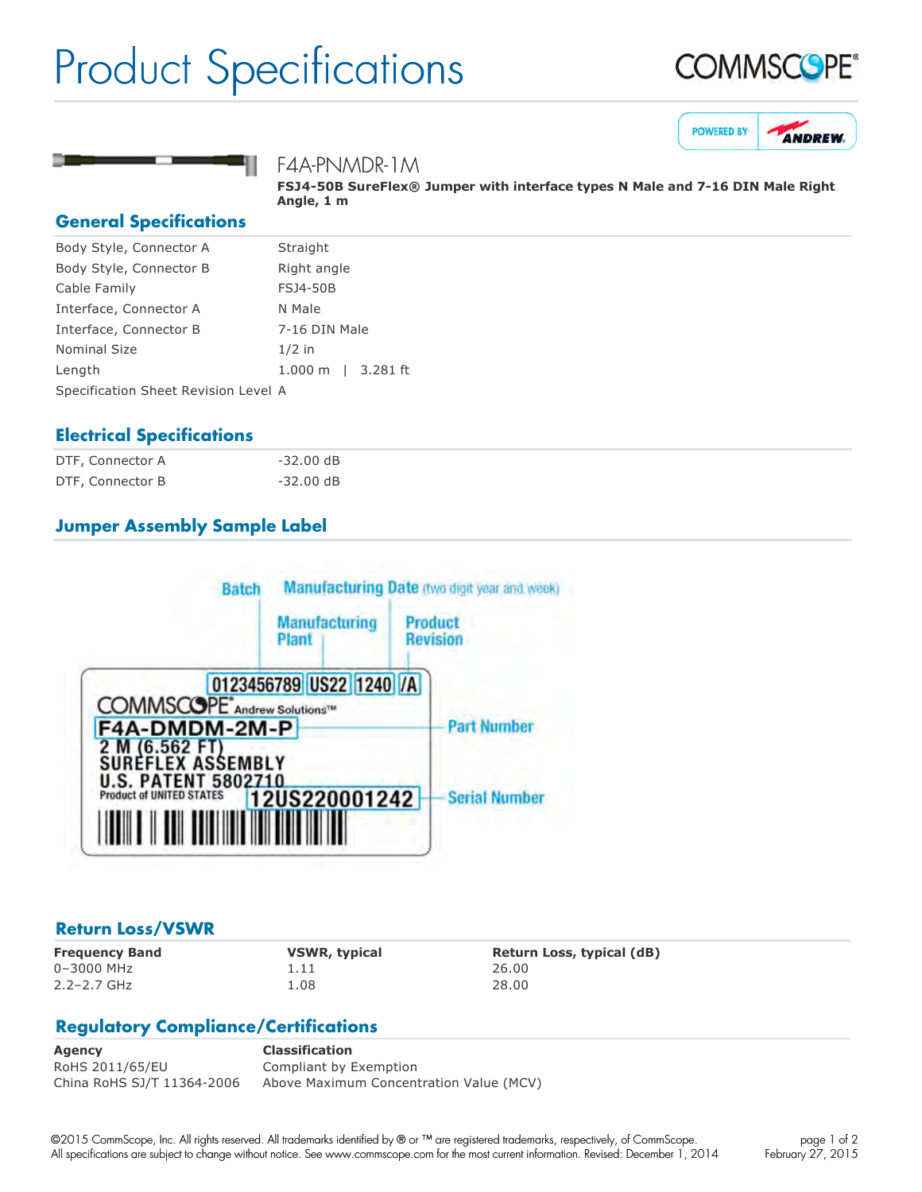# Product Specifications

## F4A-PNMDR-1M

**FSJ4-50B SureFlex® Jumper with interface types N Male and 7-16 DIN Male Right Angle, 1 m**

## General Specifications

| | |
|---|---|
| Body Style, Connector A | Straight |
| Body Style, Connector B | Right angle |
| Cable Family | FSJ4-50B |
| Interface, Connector A | N Male |
| Interface, Connector B | 7-16 DIN Male |
| Nominal Size | 1/2 in |
| Length | 1.000 m \| 3.281 ft |
| Specification Sheet Revision Level | A |

## Electrical Specifications

| | |
|---|---|
| DTF, Connector A | -32.00 dB |
| DTF, Connector B | -32.00 dB |

## Jumper Assembly Sample Label

Batch | Manufacturing Date (two digit year and week) | Manufacturing Plant | Product Revision

0123456789 US22 1240 /A

COMMSCOPE® Andrew Solutions™

F4A-DMDM-2M-P — Part Number

2 M (6.562 FT)
SUREFLEX ASSEMBLY
U.S. PATENT 5802710
Product of UNITED STATES

12US220001242 — Serial Number

## Return Loss/VSWR

| Frequency Band | VSWR, typical | Return Loss, typical (dB) |
|---|---|---|
| 0–3000 MHz | 1.11 | 26.00 |
| 2.2–2.7 GHz | 1.08 | 28.00 |

## Regulatory Compliance/Certifications

| Agency | Classification |
|---|---|
| RoHS 2011/65/EU | Compliant by Exemption |
| China RoHS SJ/T 11364-2006 | Above Maximum Concentration Value (MCV) |

©2015 CommScope, Inc. All rights reserved. All trademarks identified by ® or ™ are registered trademarks, respectively, of CommScope. All specifications are subject to change without notice. See www.commscope.com for the most current information. Revised: December 1, 2014

February 27, 2015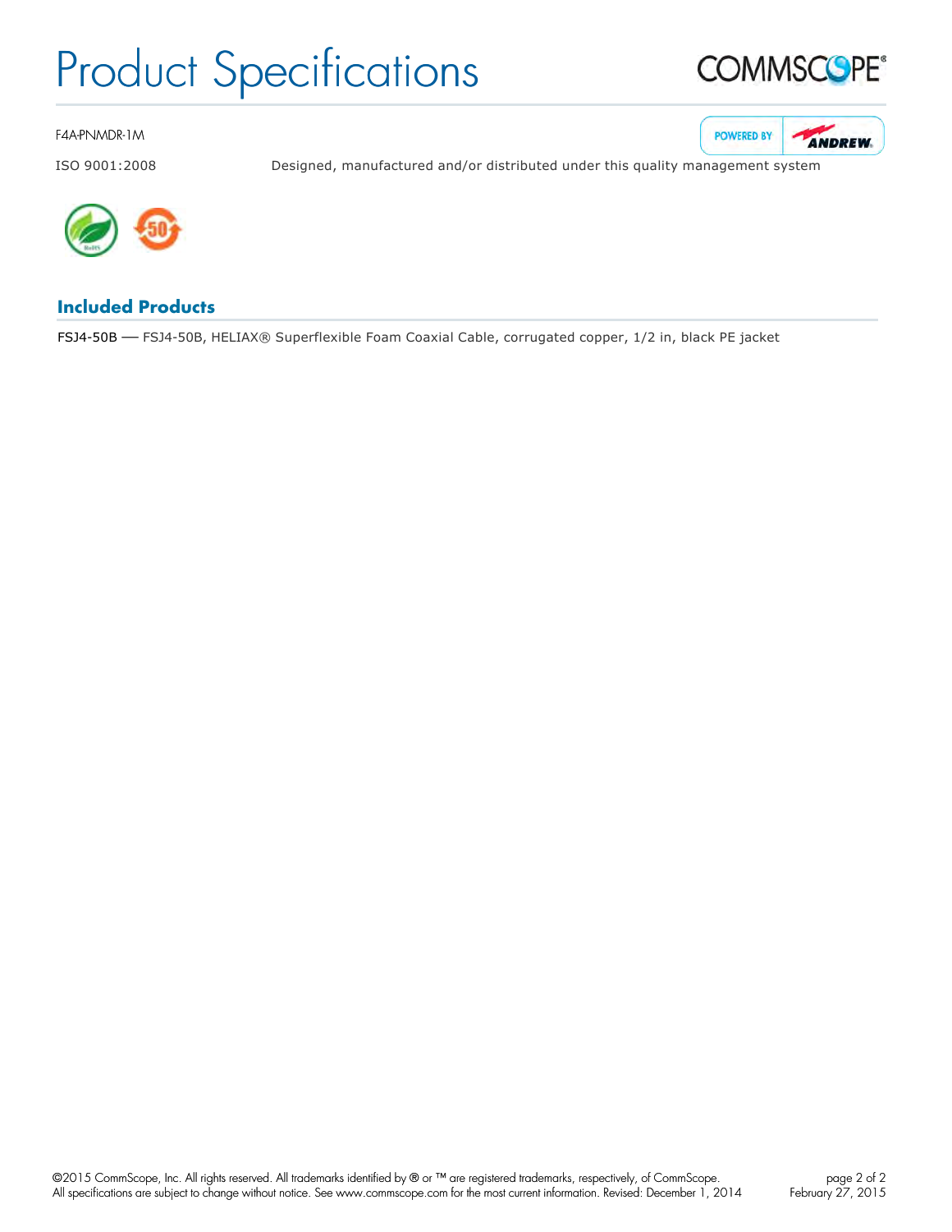# Product Specifications

F4A-PNMDR-1M

ISO 9001:2008 Designed, manufactured and/or distributed under this quality management system

## Included Products

FSJ4-50B — FSJ4-50B, HELIAX® Superflexible Foam Coaxial Cable, corrugated copper, 1/2 in, black PE jacket